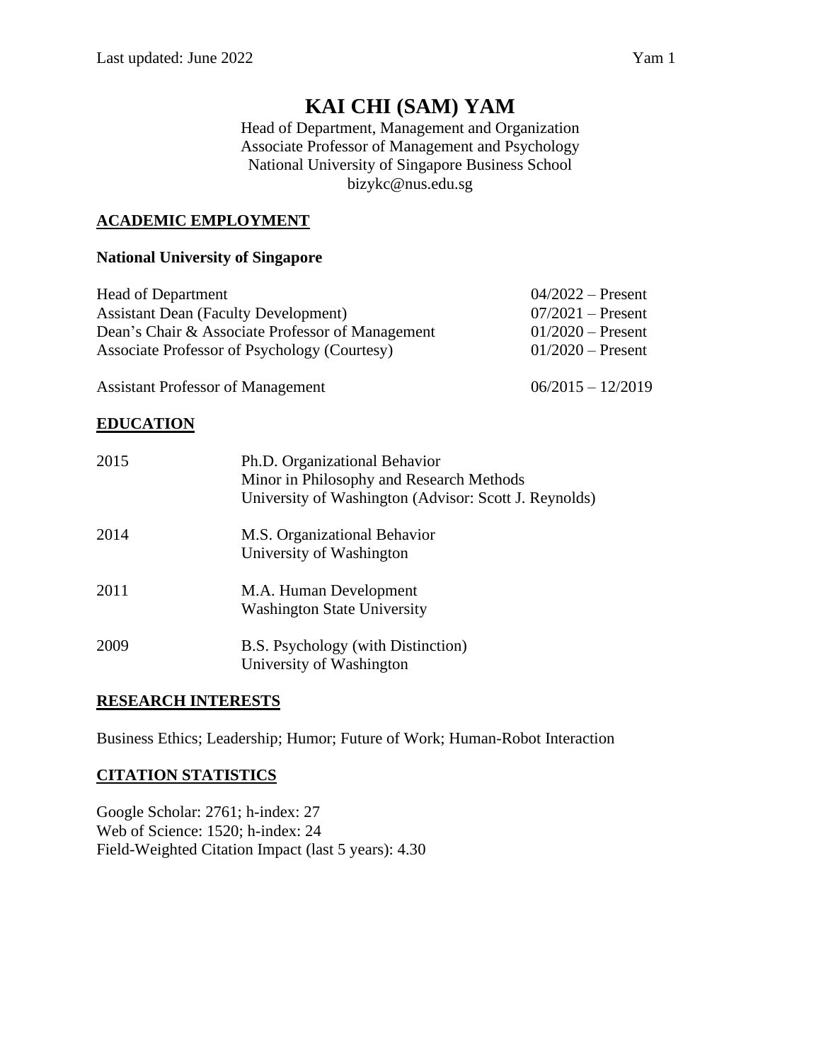# KAI CHI (SAM) YAM

Head of Department, Management and Organization
Associate Professor of Management and Psychology
National University of Singapore Business School
bizykc@nus.edu.sg

## ACADEMIC EMPLOYMENT

**National University of Singapore**

| | |
|---|---|
| Head of Department | 04/2022 – Present |
| Assistant Dean (Faculty Development) | 07/2021 – Present |
| Dean's Chair & Associate Professor of Management | 01/2020 – Present |
| Associate Professor of Psychology (Courtesy) | 01/2020 – Present |
| Assistant Professor of Management | 06/2015 – 12/2019 |

## EDUCATION

| | |
|---|---|
| 2015 | Ph.D. Organizational Behavior<br>Minor in Philosophy and Research Methods<br>University of Washington (Advisor: Scott J. Reynolds) |
| 2014 | M.S. Organizational Behavior<br>University of Washington |
| 2011 | M.A. Human Development<br>Washington State University |
| 2009 | B.S. Psychology (with Distinction)<br>University of Washington |

## RESEARCH INTERESTS

Business Ethics; Leadership; Humor; Future of Work; Human-Robot Interaction

## CITATION STATISTICS

Google Scholar: 2761; h-index: 27
Web of Science: 1520; h-index: 24
Field-Weighted Citation Impact (last 5 years): 4.30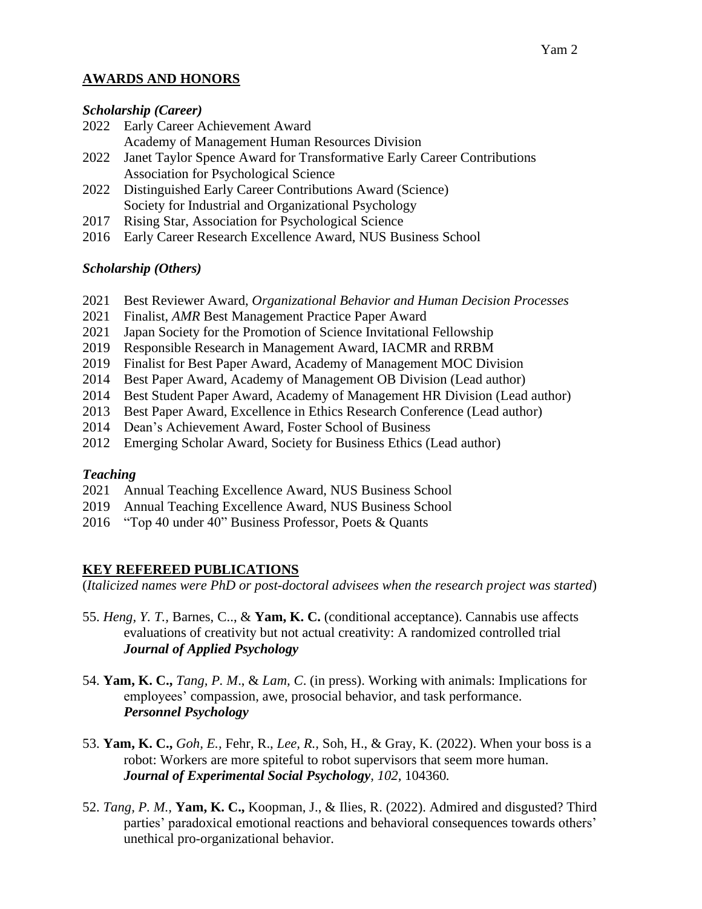## AWARDS AND HONORS

### *Scholarship (Career)*

2022 Early Career Achievement Award
     Academy of Management Human Resources Division
2022 Janet Taylor Spence Award for Transformative Early Career Contributions
     Association for Psychological Science
2022 Distinguished Early Career Contributions Award (Science)
     Society for Industrial and Organizational Psychology
2017 Rising Star, Association for Psychological Science
2016 Early Career Research Excellence Award, NUS Business School

### *Scholarship (Others)*

2021 Best Reviewer Award, *Organizational Behavior and Human Decision Processes*
2021 Finalist, *AMR* Best Management Practice Paper Award
2021 Japan Society for the Promotion of Science Invitational Fellowship
2019 Responsible Research in Management Award, IACMR and RRBM
2019 Finalist for Best Paper Award, Academy of Management MOC Division
2014 Best Paper Award, Academy of Management OB Division (Lead author)
2014 Best Student Paper Award, Academy of Management HR Division (Lead author)
2013 Best Paper Award, Excellence in Ethics Research Conference (Lead author)
2014 Dean's Achievement Award, Foster School of Business
2012 Emerging Scholar Award, Society for Business Ethics (Lead author)

### *Teaching*

2021 Annual Teaching Excellence Award, NUS Business School
2019 Annual Teaching Excellence Award, NUS Business School
2016 "Top 40 under 40" Business Professor, Poets & Quants

## KEY REFEREED PUBLICATIONS

(*Italicized names were PhD or post-doctoral advisees when the research project was started*)

55. *Heng, Y. T.,* Barnes, C.., & **Yam, K. C.** (conditional acceptance). Cannabis use affects evaluations of creativity but not actual creativity: A randomized controlled trial ***Journal of Applied Psychology***

54. **Yam, K. C.,** *Tang, P. M*., & *Lam, C*. (in press). Working with animals: Implications for employees' compassion, awe, prosocial behavior, and task performance. ***Personnel Psychology***

53. **Yam, K. C.,** *Goh, E.,* Fehr, R., *Lee, R.,* Soh, H., & Gray, K. (2022). When your boss is a robot: Workers are more spiteful to robot supervisors that seem more human. ***Journal of Experimental Social Psychology****, 102*, 104360.

52. *Tang, P. M.,* **Yam, K. C.,** Koopman, J., & Ilies, R. (2022). Admired and disgusted? Third parties' paradoxical emotional reactions and behavioral consequences towards others' unethical pro-organizational behavior.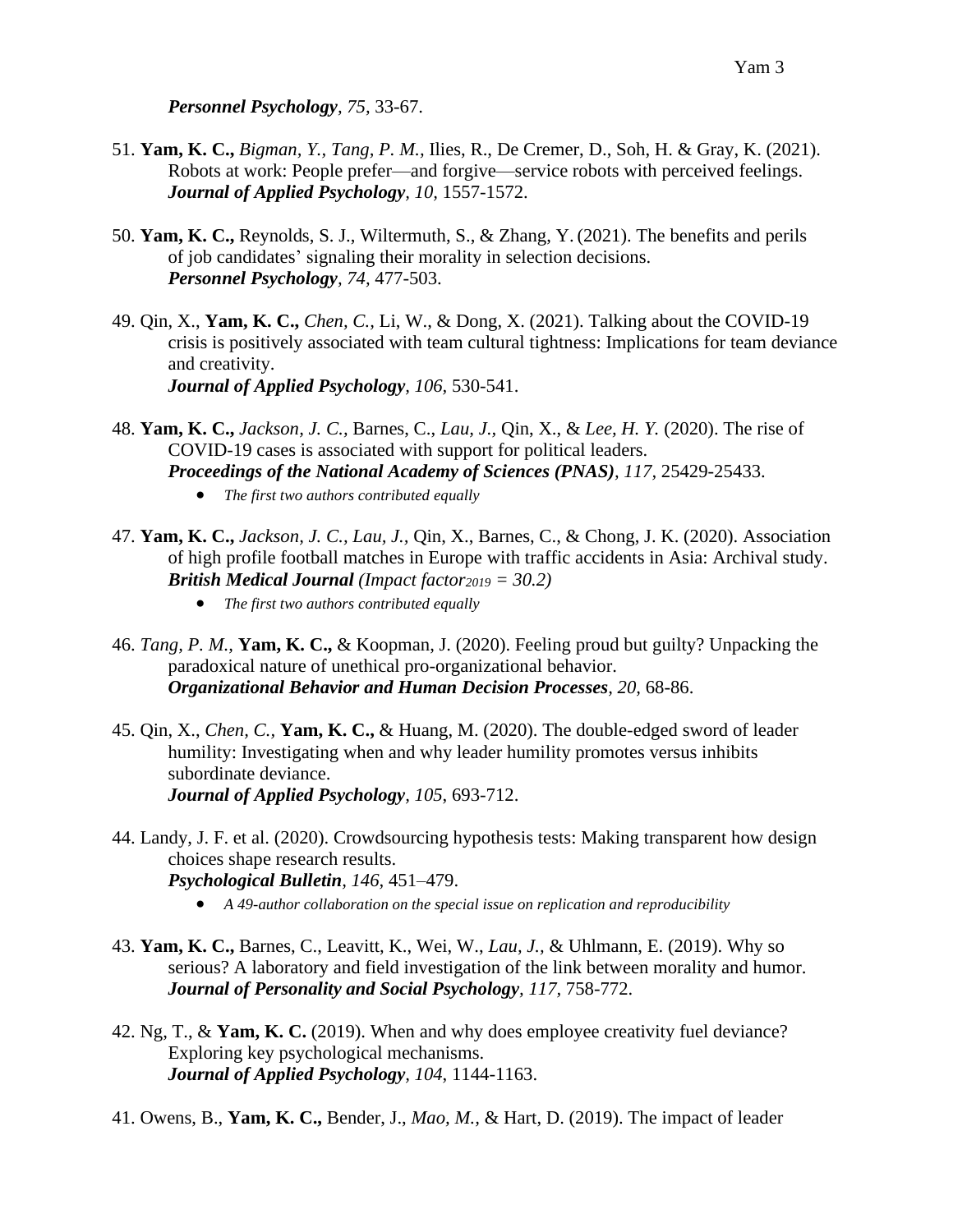***Personnel Psychology**, 75,* 33-67.

51. **Yam, K. C.,** *Bigman, Y.*, *Tang, P. M.,* Ilies, R., De Cremer, D., Soh, H. & Gray, K. (2021). Robots at work: People prefer—and forgive—service robots with perceived feelings. ***Journal of Applied Psychology**, 10,* 1557-1572.

50. **Yam, K. C.,** Reynolds, S. J., Wiltermuth, S., & Zhang, Y. (2021). The benefits and perils of job candidates' signaling their morality in selection decisions. ***Personnel Psychology**, 74,* 477-503.

49. Qin, X., **Yam, K. C.,** *Chen, C.,* Li, W., & Dong, X. (2021). Talking about the COVID-19 crisis is positively associated with team cultural tightness: Implications for team deviance and creativity. ***Journal of Applied Psychology**, 106,* 530-541.

48. **Yam, K. C.,** *Jackson, J. C.,* Barnes, C., *Lau, J.,* Qin, X., & *Lee, H. Y.* (2020). The rise of COVID-19 cases is associated with support for political leaders. ***Proceedings of the National Academy of Sciences (PNAS)**, 117,* 25429-25433.
    - *The first two authors contributed equally*

47. **Yam, K. C.,** *Jackson, J. C., Lau, J.,* Qin, X., Barnes, C., & Chong, J. K. (2020). Association of high profile football matches in Europe with traffic accidents in Asia: Archival study. ***British Medical Journal** (Impact factor$_{2019}$ = 30.2)*
    - *The first two authors contributed equally*

46. *Tang, P. M.*, **Yam, K. C.,** & Koopman, J. (2020). Feeling proud but guilty? Unpacking the paradoxical nature of unethical pro-organizational behavior. ***Organizational Behavior and Human Decision Processes**, 20,* 68-86.

45. Qin, X., *Chen, C.,* **Yam, K. C.,** & Huang, M. (2020). The double-edged sword of leader humility: Investigating when and why leader humility promotes versus inhibits subordinate deviance. ***Journal of Applied Psychology**, 105*, 693-712.

44. Landy, J. F. et al. (2020). Crowdsourcing hypothesis tests: Making transparent how design choices shape research results. ***Psychological Bulletin**, 146,* 451–479.
    - *A 49-author collaboration on the special issue on replication and reproducibility*

43. **Yam, K. C.,** Barnes, C., Leavitt, K., Wei, W., *Lau, J.,* & Uhlmann, E. (2019). Why so serious? A laboratory and field investigation of the link between morality and humor. ***Journal of Personality and Social Psychology**, 117,* 758-772.

42. Ng, T., & **Yam, K. C.** (2019). When and why does employee creativity fuel deviance? Exploring key psychological mechanisms. ***Journal of Applied Psychology**, 104,* 1144-1163.

41. Owens, B., **Yam, K. C.,** Bender, J., *Mao, M.,* & Hart, D. (2019). The impact of leader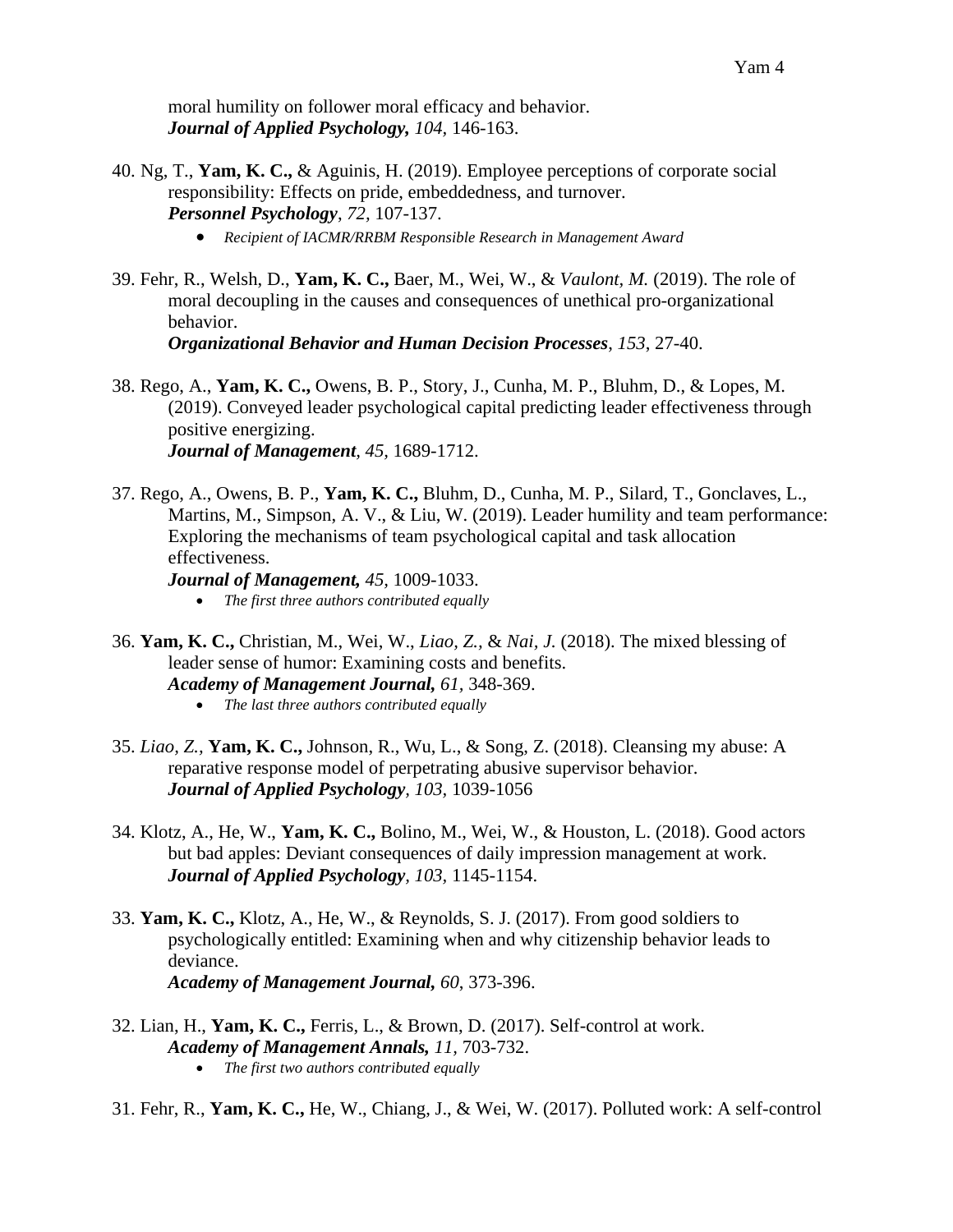moral humility on follower moral efficacy and behavior.
***Journal of Applied Psychology,*** *104*, 146-163.

40. Ng, T., **Yam, K. C.,** & Aguinis, H. (2019). Employee perceptions of corporate social responsibility: Effects on pride, embeddedness, and turnover.
***Personnel Psychology***, *72*, 107-137.
    - *Recipient of IACMR/RRBM Responsible Research in Management Award*

39. Fehr, R., Welsh, D., **Yam, K. C.,** Baer, M., Wei, W., & *Vaulont, M.* (2019). The role of moral decoupling in the causes and consequences of unethical pro-organizational behavior.
***Organizational Behavior and Human Decision Processes***, *153*, 27-40.

38. Rego, A., **Yam, K. C.,** Owens, B. P., Story, J., Cunha, M. P., Bluhm, D., & Lopes, M. (2019). Conveyed leader psychological capital predicting leader effectiveness through positive energizing.
***Journal of Management***, *45*, 1689-1712.

37. Rego, A., Owens, B. P., **Yam, K. C.,** Bluhm, D., Cunha, M. P., Silard, T., Gonclaves, L., Martins, M., Simpson, A. V., & Liu, W. (2019). Leader humility and team performance: Exploring the mechanisms of team psychological capital and task allocation effectiveness.
***Journal of Management,*** *45*, 1009-1033.
    - *The first three authors contributed equally*

36. **Yam, K. C.,** Christian, M., Wei, W., *Liao, Z.,* & *Nai, J.* (2018). The mixed blessing of leader sense of humor: Examining costs and benefits.
***Academy of Management Journal,*** *61*, 348-369.
    - *The last three authors contributed equally*

35. *Liao, Z.,* **Yam, K. C.,** Johnson, R., Wu, L., & Song, Z. (2018). Cleansing my abuse: A reparative response model of perpetrating abusive supervisor behavior.
***Journal of Applied Psychology***, *103*, 1039-1056

34. Klotz, A., He, W., **Yam, K. C.,** Bolino, M., Wei, W., & Houston, L. (2018). Good actors but bad apples: Deviant consequences of daily impression management at work.
***Journal of Applied Psychology***, *103*, 1145-1154.

33. **Yam, K. C.,** Klotz, A., He, W., & Reynolds, S. J. (2017). From good soldiers to psychologically entitled: Examining when and why citizenship behavior leads to deviance.
***Academy of Management Journal,*** *60*, 373-396.

32. Lian, H., **Yam, K. C.,** Ferris, L., & Brown, D. (2017). Self-control at work.
***Academy of Management Annals,*** *11*, 703-732.
    - *The first two authors contributed equally*

31. Fehr, R., **Yam, K. C.,** He, W., Chiang, J., & Wei, W. (2017). Polluted work: A self-control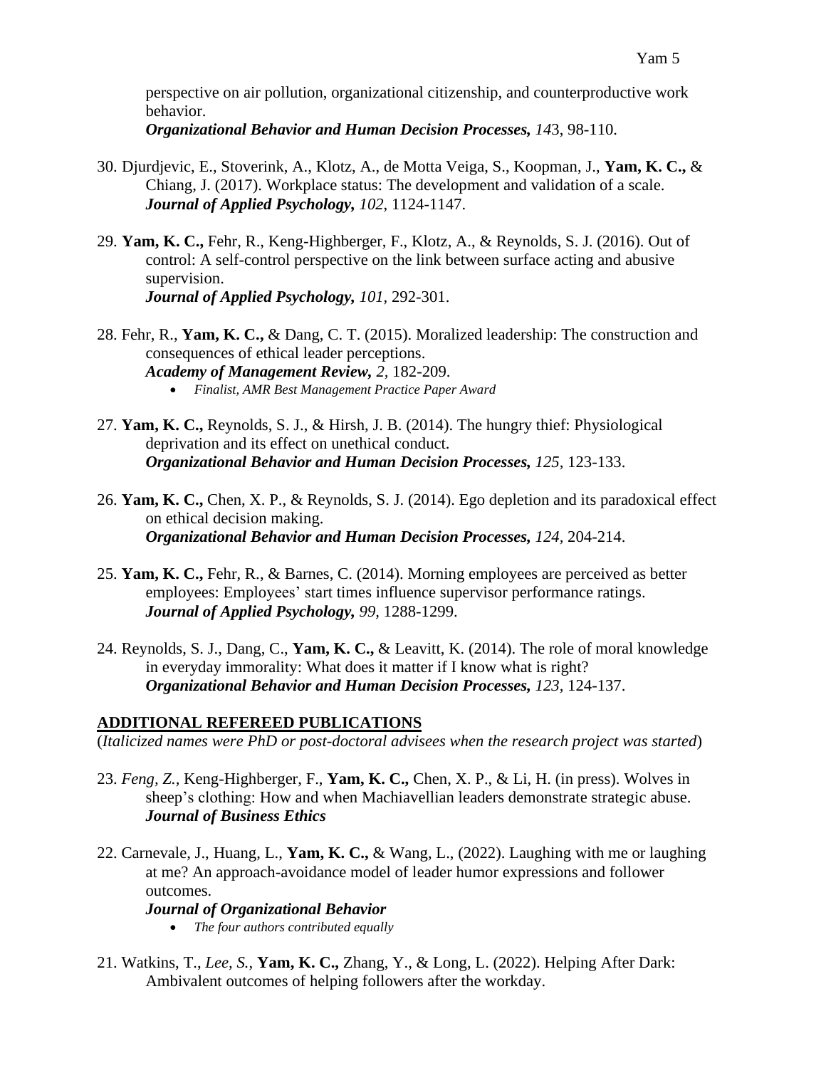perspective on air pollution, organizational citizenship, and counterproductive work behavior.
***Organizational Behavior and Human Decision Processes,*** *14*3, 98-110.

30. Djurdjevic, E., Stoverink, A., Klotz, A., de Motta Veiga, S., Koopman, J., **Yam, K. C.,** & Chiang, J. (2017). Workplace status: The development and validation of a scale.
***Journal of Applied Psychology,*** *102,* 1124-1147.

29. **Yam, K. C.,** Fehr, R., Keng-Highberger, F., Klotz, A., & Reynolds, S. J. (2016). Out of control: A self-control perspective on the link between surface acting and abusive supervision.
***Journal of Applied Psychology,*** *101,* 292-301.

28. Fehr, R., **Yam, K. C.,** & Dang, C. T. (2015). Moralized leadership: The construction and consequences of ethical leader perceptions.
***Academy of Management Review,*** *2,* 182-209.
    - *Finalist, AMR Best Management Practice Paper Award*

27. **Yam, K. C.,** Reynolds, S. J., & Hirsh, J. B. (2014). The hungry thief: Physiological deprivation and its effect on unethical conduct.
***Organizational Behavior and Human Decision Processes,*** *125,* 123-133.

26. **Yam, K. C.,** Chen, X. P., & Reynolds, S. J. (2014). Ego depletion and its paradoxical effect on ethical decision making.
***Organizational Behavior and Human Decision Processes,*** *124,* 204-214.

25. **Yam, K. C.,** Fehr, R., & Barnes, C. (2014). Morning employees are perceived as better employees: Employees' start times influence supervisor performance ratings.
***Journal of Applied Psychology,*** *99,* 1288-1299.

24. Reynolds, S. J., Dang, C., **Yam, K. C.,** & Leavitt, K. (2014). The role of moral knowledge in everyday immorality: What does it matter if I know what is right?
***Organizational Behavior and Human Decision Processes,*** *123,* 124-137.

## ADDITIONAL REFEREED PUBLICATIONS

(*Italicized names were PhD or post-doctoral advisees when the research project was started*)

23. *Feng, Z.,* Keng-Highberger, F., **Yam, K. C.,** Chen, X. P., & Li, H. (in press). Wolves in sheep's clothing: How and when Machiavellian leaders demonstrate strategic abuse.
***Journal of Business Ethics***

22. Carnevale, J., Huang, L., **Yam, K. C.,** & Wang, L., (2022). Laughing with me or laughing at me? An approach-avoidance model of leader humor expressions and follower outcomes.
***Journal of Organizational Behavior***
    - *The four authors contributed equally*

21. Watkins, T., *Lee, S.,* **Yam, K. C.,** Zhang, Y., & Long, L. (2022). Helping After Dark: Ambivalent outcomes of helping followers after the workday.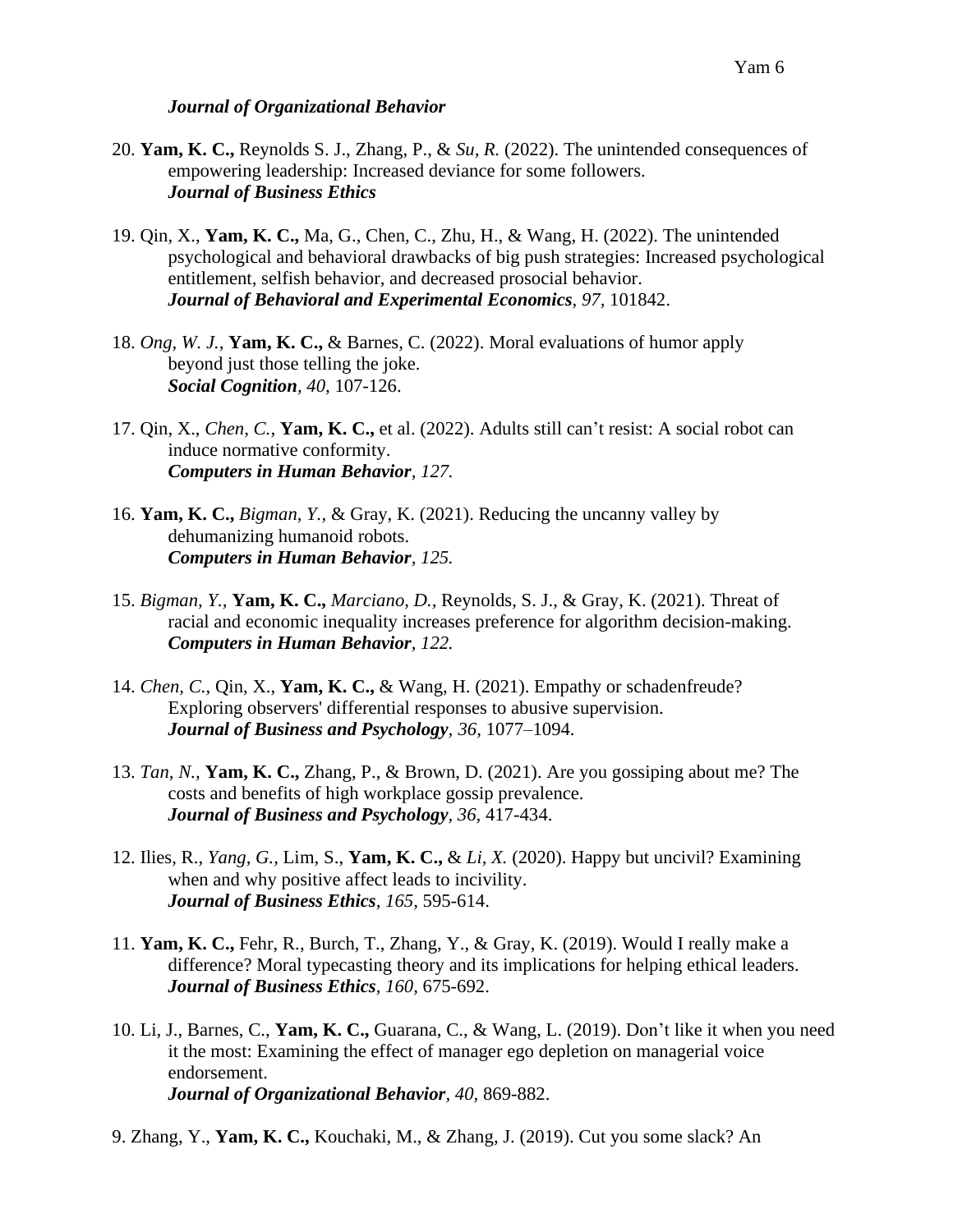***Journal of Organizational Behavior***

20. **Yam, K. C.,** Reynolds S. J., Zhang, P., & *Su, R.* (2022). The unintended consequences of empowering leadership: Increased deviance for some followers. ***Journal of Business Ethics***

19. Qin, X., **Yam, K. C.,** Ma, G., Chen, C., Zhu, H., & Wang, H. (2022). The unintended psychological and behavioral drawbacks of big push strategies: Increased psychological entitlement, selfish behavior, and decreased prosocial behavior. ***Journal of Behavioral and Experimental Economics***, *97*, 101842.

18. *Ong, W. J.,* **Yam, K. C.,** & Barnes, C. (2022). Moral evaluations of humor apply beyond just those telling the joke. ***Social Cognition***, *40*, 107-126.

17. Qin, X., *Chen, C.,* **Yam, K. C.,** et al. (2022). Adults still can't resist: A social robot can induce normative conformity. ***Computers in Human Behavior***, *127*.

16. **Yam, K. C.,** *Bigman, Y.,* & Gray, K. (2021). Reducing the uncanny valley by dehumanizing humanoid robots. ***Computers in Human Behavior***, *125*.

15. *Bigman, Y.,* **Yam, K. C.,** *Marciano, D.,* Reynolds, S. J., & Gray, K. (2021). Threat of racial and economic inequality increases preference for algorithm decision-making. ***Computers in Human Behavior***, *122*.

14. *Chen, C.*, Qin, X., **Yam, K. C.,** & Wang, H. (2021). Empathy or schadenfreude? Exploring observers' differential responses to abusive supervision. ***Journal of Business and Psychology***, *36*, 1077–1094.

13. *Tan, N.,* **Yam, K. C.,** Zhang, P., & Brown, D. (2021). Are you gossiping about me? The costs and benefits of high workplace gossip prevalence. ***Journal of Business and Psychology***, *36*, 417-434.

12. Ilies, R., *Yang, G.,* Lim, S., **Yam, K. C.,** & *Li, X.* (2020). Happy but uncivil? Examining when and why positive affect leads to incivility. ***Journal of Business Ethics***, *165*, 595-614.

11. **Yam, K. C.,** Fehr, R., Burch, T., Zhang, Y., & Gray, K. (2019). Would I really make a difference? Moral typecasting theory and its implications for helping ethical leaders. ***Journal of Business Ethics***, *160*, 675-692.

10. Li, J., Barnes, C., **Yam, K. C.,** Guarana, C., & Wang, L. (2019). Don't like it when you need it the most: Examining the effect of manager ego depletion on managerial voice endorsement. ***Journal of Organizational Behavior***, *40*, 869-882.

9. Zhang, Y., **Yam, K. C.,** Kouchaki, M., & Zhang, J. (2019). Cut you some slack? An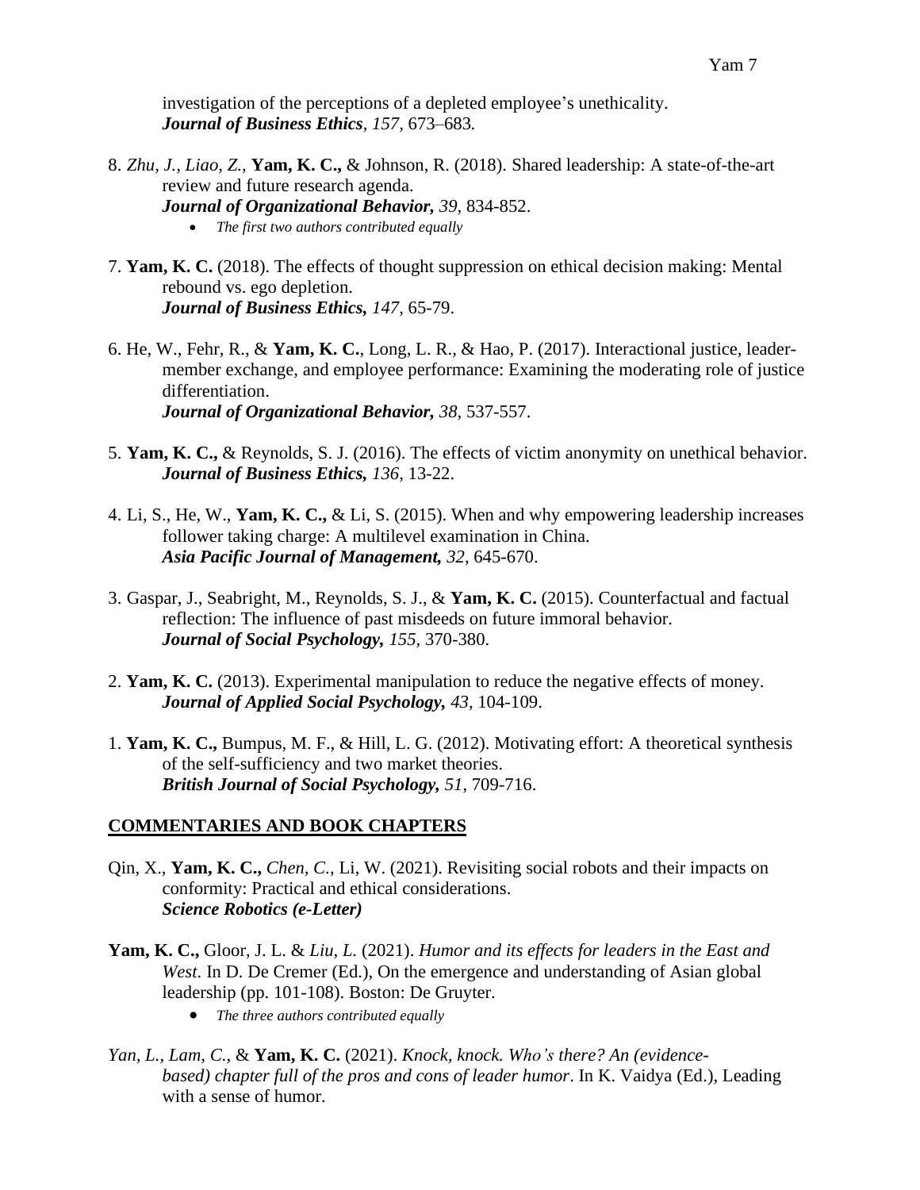investigation of the perceptions of a depleted employee's unethicality. ***Journal of Business Ethics**, 157*, 673–683.

8. *Zhu, J., Liao, Z.,* **Yam, K. C.,** & Johnson, R. (2018). Shared leadership: A state-of-the-art review and future research agenda.
   ***Journal of Organizational Behavior**, 39*, 834-852.
   - *The first two authors contributed equally*

7. **Yam, K. C.** (2018). The effects of thought suppression on ethical decision making: Mental rebound vs. ego depletion.
   ***Journal of Business Ethics**, 147*, 65-79.

6. He, W., Fehr, R., & **Yam, K. C.**, Long, L. R., & Hao, P. (2017). Interactional justice, leader-member exchange, and employee performance: Examining the moderating role of justice differentiation.
   ***Journal of Organizational Behavior**, 38*, 537-557.

5. **Yam, K. C.,** & Reynolds, S. J. (2016). The effects of victim anonymity on unethical behavior.
   ***Journal of Business Ethics**, 136*, 13-22.

4. Li, S., He, W., **Yam, K. C.,** & Li, S. (2015). When and why empowering leadership increases follower taking charge: A multilevel examination in China.
   ***Asia Pacific Journal of Management**, 32*, 645-670.

3. Gaspar, J., Seabright, M., Reynolds, S. J., & **Yam, K. C.** (2015). Counterfactual and factual reflection: The influence of past misdeeds on future immoral behavior.
   ***Journal of Social Psychology**, 155*, 370-380.

2. **Yam, K. C.** (2013). Experimental manipulation to reduce the negative effects of money.
   ***Journal of Applied Social Psychology**, 43*, 104-109.

1. **Yam, K. C.,** Bumpus, M. F., & Hill, L. G. (2012). Motivating effort: A theoretical synthesis of the self-sufficiency and two market theories.
   ***British Journal of Social Psychology**, 51*, 709-716.

## COMMENTARIES AND BOOK CHAPTERS

Qin, X., **Yam, K. C.,** *Chen, C.*, Li, W. (2021). Revisiting social robots and their impacts on conformity: Practical and ethical considerations.
***Science Robotics (e-Letter)***

**Yam, K. C.,** Gloor, J. L. & *Liu, L.* (2021). *Humor and its effects for leaders in the East and West*. In D. De Cremer (Ed.), On the emergence and understanding of Asian global leadership (pp. 101-108). Boston: De Gruyter.

- *The three authors contributed equally*

*Yan, L., Lam, C.,* & **Yam, K. C.** (2021). *Knock, knock. Who's there? An (evidence-based) chapter full of the pros and cons of leader humor*. In K. Vaidya (Ed.), Leading with a sense of humor.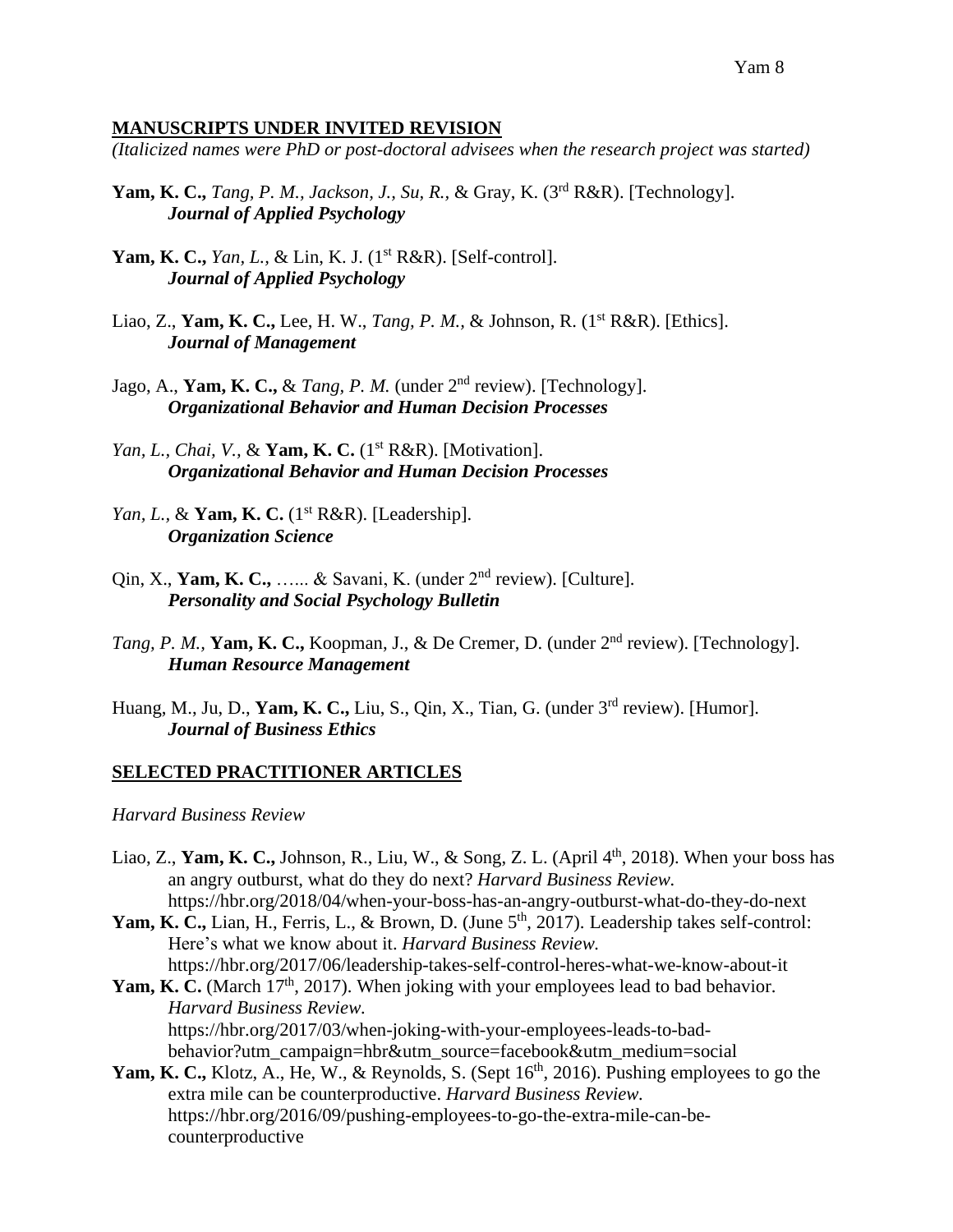## MANUSCRIPTS UNDER INVITED REVISION

*(Italicized names were PhD or post-doctoral advisees when the research project was started)*

**Yam, K. C.,** *Tang, P. M., Jackson, J., Su, R.,* & Gray, K. (3rd R&R). [Technology].
***Journal of Applied Psychology***

**Yam, K. C.,** *Yan, L.,* & Lin, K. J. (1st R&R). [Self-control].
***Journal of Applied Psychology***

Liao, Z., **Yam, K. C.,** Lee, H. W., *Tang, P. M.,* & Johnson, R. (1st R&R). [Ethics].
***Journal of Management***

Jago, A., **Yam, K. C.,** & *Tang, P. M.* (under 2nd review). [Technology].
***Organizational Behavior and Human Decision Processes***

*Yan, L., Chai, V.,* & **Yam, K. C.** (1st R&R). [Motivation].
***Organizational Behavior and Human Decision Processes***

*Yan, L.,* & **Yam, K. C.** (1st R&R). [Leadership].
***Organization Science***

Qin, X., **Yam, K. C.,** …... & Savani, K. (under 2nd review). [Culture].
***Personality and Social Psychology Bulletin***

*Tang, P. M.,* **Yam, K. C.,** Koopman, J., & De Cremer, D. (under 2nd review). [Technology].
***Human Resource Management***

Huang, M., Ju, D., **Yam, K. C.,** Liu, S., Qin, X., Tian, G. (under 3rd review). [Humor].
***Journal of Business Ethics***

## SELECTED PRACTITIONER ARTICLES

*Harvard Business Review*

Liao, Z., **Yam, K. C.,** Johnson, R., Liu, W., & Song, Z. L. (April 4th, 2018). When your boss has an angry outburst, what do they do next? *Harvard Business Review.* https://hbr.org/2018/04/when-your-boss-has-an-angry-outburst-what-do-they-do-next

**Yam, K. C.,** Lian, H., Ferris, L., & Brown, D. (June 5th, 2017). Leadership takes self-control: Here's what we know about it. *Harvard Business Review.* https://hbr.org/2017/06/leadership-takes-self-control-heres-what-we-know-about-it

**Yam, K. C.** (March 17th, 2017). When joking with your employees lead to bad behavior. *Harvard Business Review.* https://hbr.org/2017/03/when-joking-with-your-employees-leads-to-bad-behavior?utm_campaign=hbr&utm_source=facebook&utm_medium=social

**Yam, K. C.,** Klotz, A., He, W., & Reynolds, S. (Sept 16th, 2016). Pushing employees to go the extra mile can be counterproductive. *Harvard Business Review.* https://hbr.org/2016/09/pushing-employees-to-go-the-extra-mile-can-be-counterproductive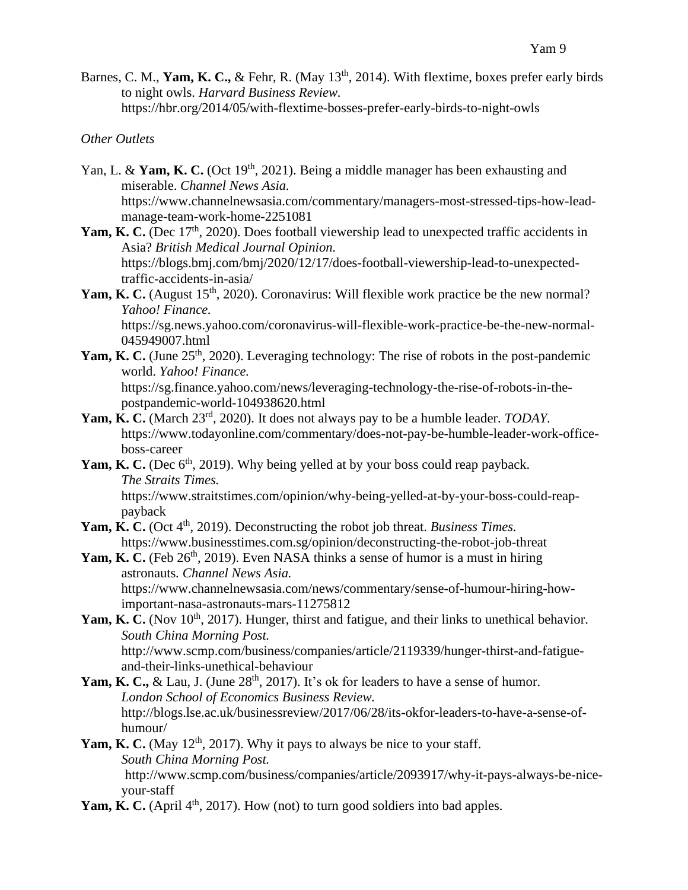Barnes, C. M., **Yam, K. C.,** & Fehr, R. (May 13th, 2014). With flextime, boxes prefer early birds to night owls. *Harvard Business Review.* https://hbr.org/2014/05/with-flextime-bosses-prefer-early-birds-to-night-owls

*Other Outlets*

Yan, L. & **Yam, K. C.** (Oct 19th, 2021). Being a middle manager has been exhausting and miserable. *Channel News Asia.* https://www.channelnewsasia.com/commentary/managers-most-stressed-tips-how-lead-manage-team-work-home-2251081

**Yam, K. C.** (Dec 17th, 2020). Does football viewership lead to unexpected traffic accidents in Asia? *British Medical Journal Opinion.* https://blogs.bmj.com/bmj/2020/12/17/does-football-viewership-lead-to-unexpected-traffic-accidents-in-asia/

**Yam, K. C.** (August 15th, 2020). Coronavirus: Will flexible work practice be the new normal? *Yahoo! Finance.* https://sg.news.yahoo.com/coronavirus-will-flexible-work-practice-be-the-new-normal-045949007.html

**Yam, K. C.** (June 25th, 2020). Leveraging technology: The rise of robots in the post-pandemic world. *Yahoo! Finance.* https://sg.finance.yahoo.com/news/leveraging-technology-the-rise-of-robots-in-the-postpandemic-world-104938620.html

**Yam, K. C.** (March 23rd, 2020). It does not always pay to be a humble leader. *TODAY.* https://www.todayonline.com/commentary/does-not-pay-be-humble-leader-work-office-boss-career

**Yam, K. C.** (Dec 6th, 2019). Why being yelled at by your boss could reap payback. *The Straits Times.* https://www.straitstimes.com/opinion/why-being-yelled-at-by-your-boss-could-reap-payback

**Yam, K. C.** (Oct 4th, 2019). Deconstructing the robot job threat. *Business Times.* https://www.businesstimes.com.sg/opinion/deconstructing-the-robot-job-threat

**Yam, K. C.** (Feb 26th, 2019). Even NASA thinks a sense of humor is a must in hiring astronauts. *Channel News Asia.* https://www.channelnewsasia.com/news/commentary/sense-of-humour-hiring-how-important-nasa-astronauts-mars-11275812

**Yam, K. C.** (Nov 10th, 2017). Hunger, thirst and fatigue, and their links to unethical behavior. *South China Morning Post.* http://www.scmp.com/business/companies/article/2119339/hunger-thirst-and-fatigue-and-their-links-unethical-behaviour

**Yam, K. C.,** & Lau, J. (June 28th, 2017). It's ok for leaders to have a sense of humor. *London School of Economics Business Review.* http://blogs.lse.ac.uk/businessreview/2017/06/28/its-okfor-leaders-to-have-a-sense-of-humour/

**Yam, K. C.** (May 12th, 2017). Why it pays to always be nice to your staff. *South China Morning Post.* http://www.scmp.com/business/companies/article/2093917/why-it-pays-always-be-nice-your-staff

**Yam, K. C.** (April 4th, 2017). How (not) to turn good soldiers into bad apples.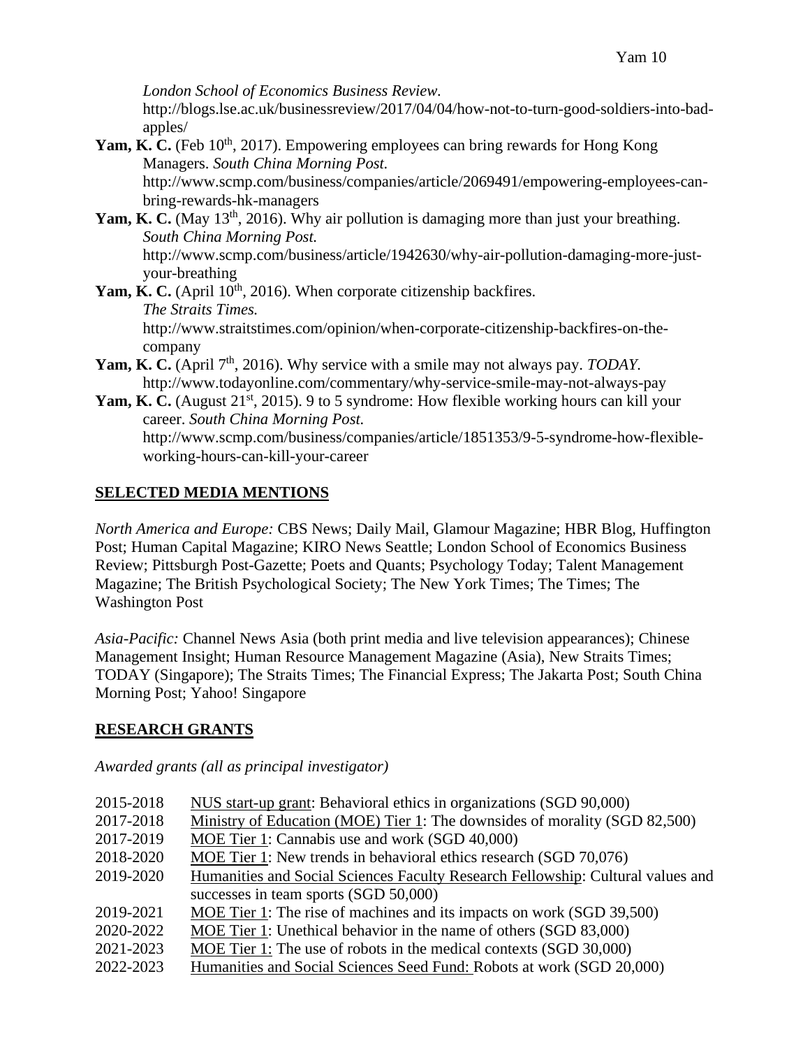*London School of Economics Business Review.* http://blogs.lse.ac.uk/businessreview/2017/04/04/how-not-to-turn-good-soldiers-into-bad-apples/

**Yam, K. C.** (Feb 10th, 2017). Empowering employees can bring rewards for Hong Kong Managers. *South China Morning Post.* http://www.scmp.com/business/companies/article/2069491/empowering-employees-can-bring-rewards-hk-managers

**Yam, K. C.** (May 13th, 2016). Why air pollution is damaging more than just your breathing. *South China Morning Post.* http://www.scmp.com/business/article/1942630/why-air-pollution-damaging-more-just-your-breathing

**Yam, K. C.** (April 10th, 2016). When corporate citizenship backfires. *The Straits Times.* http://www.straitstimes.com/opinion/when-corporate-citizenship-backfires-on-the-company

**Yam, K. C.** (April 7th, 2016). Why service with a smile may not always pay. *TODAY.* http://www.todayonline.com/commentary/why-service-smile-may-not-always-pay

**Yam, K. C.** (August 21st, 2015). 9 to 5 syndrome: How flexible working hours can kill your career. *South China Morning Post.* http://www.scmp.com/business/companies/article/1851353/9-5-syndrome-how-flexible-working-hours-can-kill-your-career

## SELECTED MEDIA MENTIONS

*North America and Europe:* CBS News; Daily Mail, Glamour Magazine; HBR Blog, Huffington Post; Human Capital Magazine; KIRO News Seattle; London School of Economics Business Review; Pittsburgh Post-Gazette; Poets and Quants; Psychology Today; Talent Management Magazine; The British Psychological Society; The New York Times; The Times; The Washington Post

*Asia-Pacific:* Channel News Asia (both print media and live television appearances); Chinese Management Insight; Human Resource Management Magazine (Asia), New Straits Times; TODAY (Singapore); The Straits Times; The Financial Express; The Jakarta Post; South China Morning Post; Yahoo! Singapore

## RESEARCH GRANTS

*Awarded grants (all as principal investigator)*

2015-2018 NUS start-up grant: Behavioral ethics in organizations (SGD 90,000)
2017-2018 Ministry of Education (MOE) Tier 1: The downsides of morality (SGD 82,500)
2017-2019 MOE Tier 1: Cannabis use and work (SGD 40,000)
2018-2020 MOE Tier 1: New trends in behavioral ethics research (SGD 70,076)
2019-2020 Humanities and Social Sciences Faculty Research Fellowship: Cultural values and successes in team sports (SGD 50,000)
2019-2021 MOE Tier 1: The rise of machines and its impacts on work (SGD 39,500)
2020-2022 MOE Tier 1: Unethical behavior in the name of others (SGD 83,000)
2021-2023 MOE Tier 1: The use of robots in the medical contexts (SGD 30,000)
2022-2023 Humanities and Social Sciences Seed Fund: Robots at work (SGD 20,000)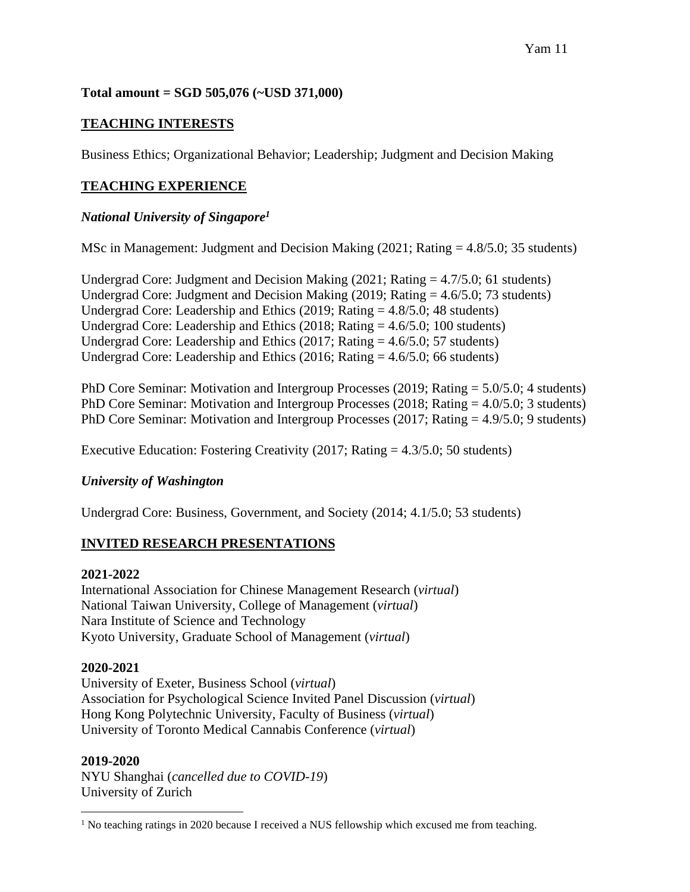**Total amount = SGD 505,076 (~USD 371,000)**

## TEACHING INTERESTS

Business Ethics; Organizational Behavior; Leadership; Judgment and Decision Making

## TEACHING EXPERIENCE

### *National University of Singapore*[1]

MSc in Management: Judgment and Decision Making (2021; Rating = 4.8/5.0; 35 students)

Undergrad Core: Judgment and Decision Making (2021; Rating = 4.7/5.0; 61 students)
Undergrad Core: Judgment and Decision Making (2019; Rating = 4.6/5.0; 73 students)
Undergrad Core: Leadership and Ethics (2019; Rating = 4.8/5.0; 48 students)
Undergrad Core: Leadership and Ethics (2018; Rating = 4.6/5.0; 100 students)
Undergrad Core: Leadership and Ethics (2017; Rating = 4.6/5.0; 57 students)
Undergrad Core: Leadership and Ethics (2016; Rating = 4.6/5.0; 66 students)

PhD Core Seminar: Motivation and Intergroup Processes (2019; Rating = 5.0/5.0; 4 students)
PhD Core Seminar: Motivation and Intergroup Processes (2018; Rating = 4.0/5.0; 3 students)
PhD Core Seminar: Motivation and Intergroup Processes (2017; Rating = 4.9/5.0; 9 students)

Executive Education: Fostering Creativity (2017; Rating = 4.3/5.0; 50 students)

### *University of Washington*

Undergrad Core: Business, Government, and Society (2014; 4.1/5.0; 53 students)

## INVITED RESEARCH PRESENTATIONS

**2021-2022**
International Association for Chinese Management Research (*virtual*)
National Taiwan University, College of Management (*virtual*)
Nara Institute of Science and Technology
Kyoto University, Graduate School of Management (*virtual*)

**2020-2021**
University of Exeter, Business School (*virtual*)
Association for Psychological Science Invited Panel Discussion (*virtual*)
Hong Kong Polytechnic University, Faculty of Business (*virtual*)
University of Toronto Medical Cannabis Conference (*virtual*)

**2019-2020**
NYU Shanghai (*cancelled due to COVID-19*)
University of Zurich

[1] No teaching ratings in 2020 because I received a NUS fellowship which excused me from teaching.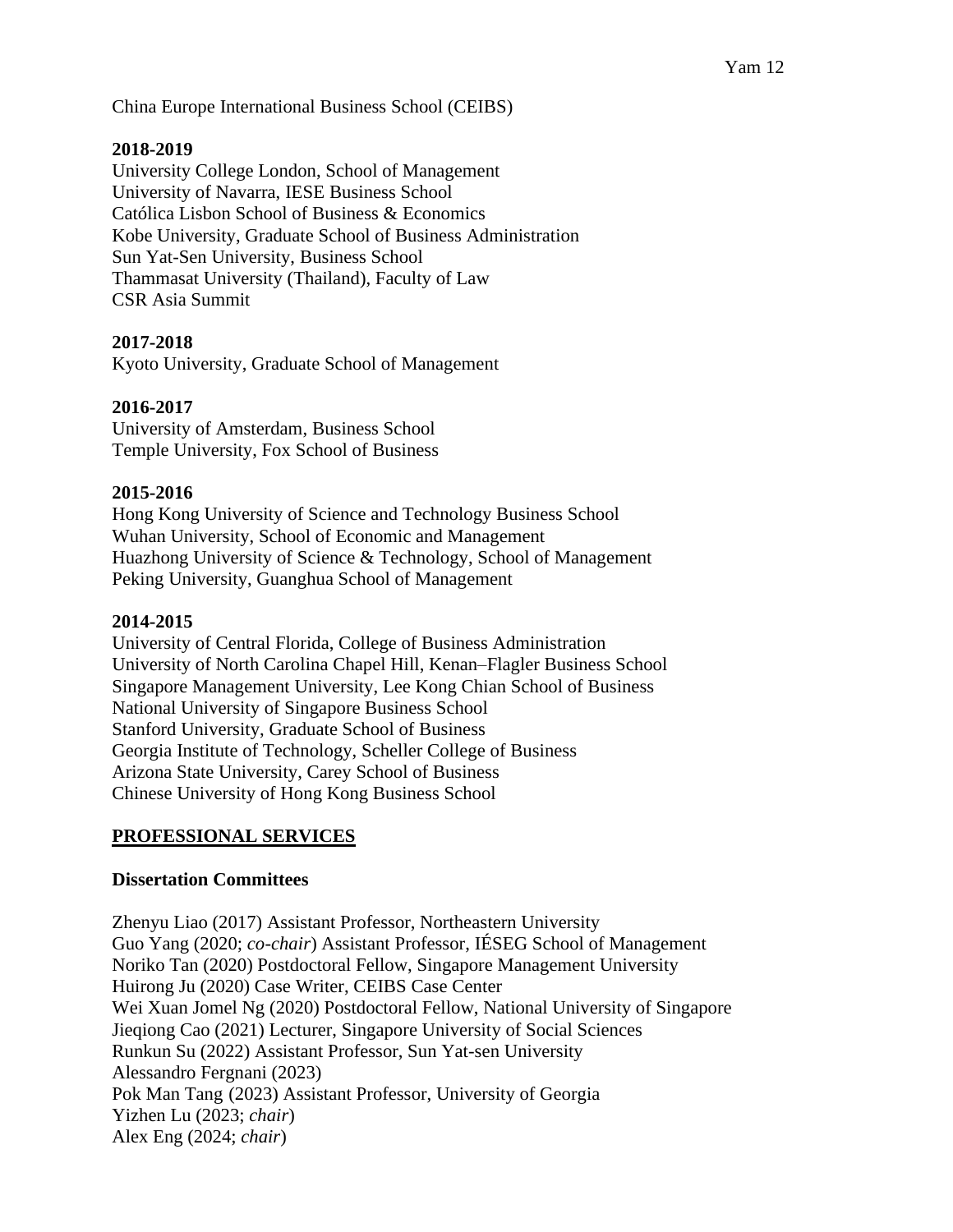China Europe International Business School (CEIBS)

**2018-2019**
University College London, School of Management
University of Navarra, IESE Business School
Católica Lisbon School of Business & Economics
Kobe University, Graduate School of Business Administration
Sun Yat-Sen University, Business School
Thammasat University (Thailand), Faculty of Law
CSR Asia Summit

**2017-2018**
Kyoto University, Graduate School of Management

**2016-2017**
University of Amsterdam, Business School
Temple University, Fox School of Business

**2015-2016**
Hong Kong University of Science and Technology Business School
Wuhan University, School of Economic and Management
Huazhong University of Science & Technology, School of Management
Peking University, Guanghua School of Management

**2014-2015**
University of Central Florida, College of Business Administration
University of North Carolina Chapel Hill, Kenan–Flagler Business School
Singapore Management University, Lee Kong Chian School of Business
National University of Singapore Business School
Stanford University, Graduate School of Business
Georgia Institute of Technology, Scheller College of Business
Arizona State University, Carey School of Business
Chinese University of Hong Kong Business School

## PROFESSIONAL SERVICES

### Dissertation Committees

Zhenyu Liao (2017) Assistant Professor, Northeastern University
Guo Yang (2020; *co-chair*) Assistant Professor, IÉSEG School of Management
Noriko Tan (2020) Postdoctoral Fellow, Singapore Management University
Huirong Ju (2020) Case Writer, CEIBS Case Center
Wei Xuan Jomel Ng (2020) Postdoctoral Fellow, National University of Singapore
Jieqiong Cao (2021) Lecturer, Singapore University of Social Sciences
Runkun Su (2022) Assistant Professor, Sun Yat-sen University
Alessandro Fergnani (2023)
Pok Man Tang (2023) Assistant Professor, University of Georgia
Yizhen Lu (2023; *chair*)
Alex Eng (2024; *chair*)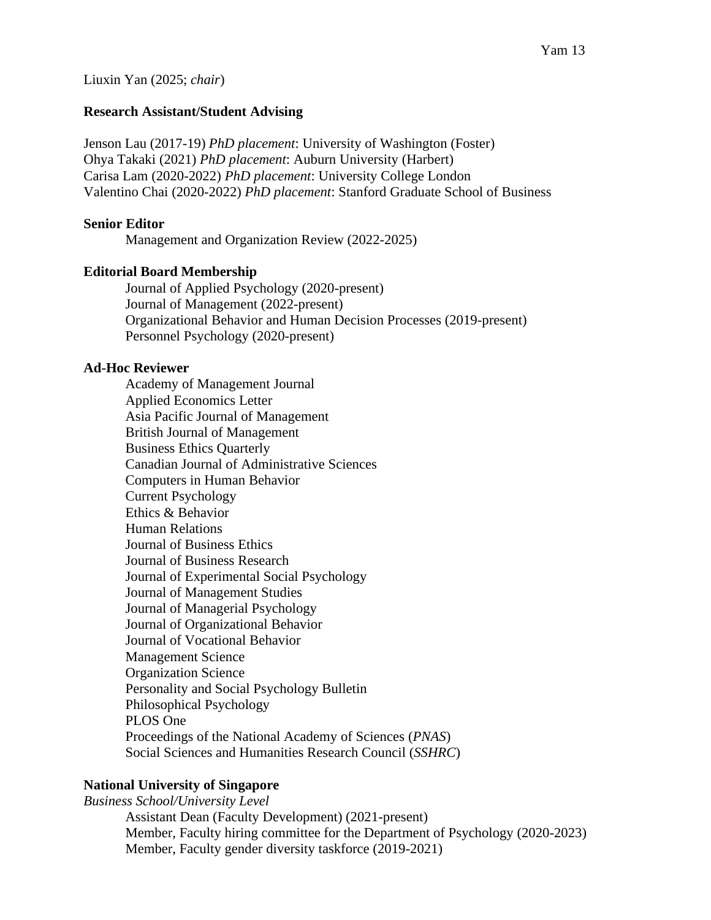Liuxin Yan (2025; *chair*)

**Research Assistant/Student Advising**

Jenson Lau (2017-19) *PhD placement*: University of Washington (Foster)
Ohya Takaki (2021) *PhD placement*: Auburn University (Harbert)
Carisa Lam (2020-2022) *PhD placement*: University College London
Valentino Chai (2020-2022) *PhD placement*: Stanford Graduate School of Business

**Senior Editor**

Management and Organization Review (2022-2025)

**Editorial Board Membership**

Journal of Applied Psychology (2020-present)
Journal of Management (2022-present)
Organizational Behavior and Human Decision Processes (2019-present)
Personnel Psychology (2020-present)

**Ad-Hoc Reviewer**

Academy of Management Journal
Applied Economics Letter
Asia Pacific Journal of Management
British Journal of Management
Business Ethics Quarterly
Canadian Journal of Administrative Sciences
Computers in Human Behavior
Current Psychology
Ethics & Behavior
Human Relations
Journal of Business Ethics
Journal of Business Research
Journal of Experimental Social Psychology
Journal of Management Studies
Journal of Managerial Psychology
Journal of Organizational Behavior
Journal of Vocational Behavior
Management Science
Organization Science
Personality and Social Psychology Bulletin
Philosophical Psychology
PLOS One
Proceedings of the National Academy of Sciences (*PNAS*)
Social Sciences and Humanities Research Council (*SSHRC*)

**National University of Singapore**

*Business School/University Level*

Assistant Dean (Faculty Development) (2021-present)
Member, Faculty hiring committee for the Department of Psychology (2020-2023)
Member, Faculty gender diversity taskforce (2019-2021)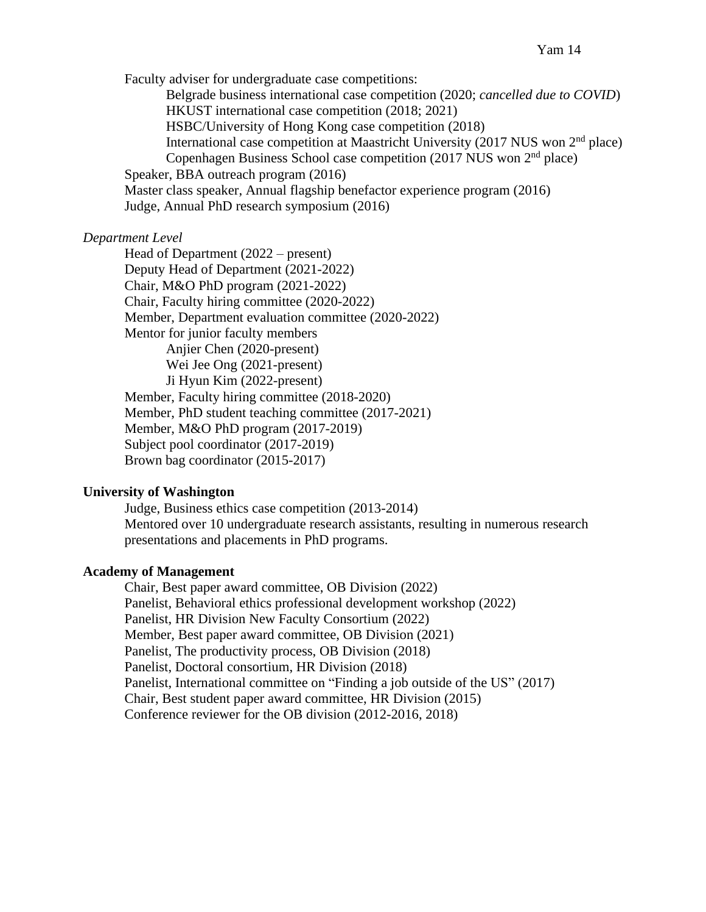Faculty adviser for undergraduate case competitions:

- Belgrade business international case competition (2020; *cancelled due to COVID*)
- HKUST international case competition (2018; 2021)
- HSBC/University of Hong Kong case competition (2018)
- International case competition at Maastricht University (2017 NUS won 2nd place)
- Copenhagen Business School case competition (2017 NUS won 2nd place)

Speaker, BBA outreach program (2016)

Master class speaker, Annual flagship benefactor experience program (2016)

Judge, Annual PhD research symposium (2016)

*Department Level*

Head of Department (2022 – present)

Deputy Head of Department (2021-2022)

Chair, M&O PhD program (2021-2022)

Chair, Faculty hiring committee (2020-2022)

Member, Department evaluation committee (2020-2022)

Mentor for junior faculty members

- Anjier Chen (2020-present)
- Wei Jee Ong (2021-present)
- Ji Hyun Kim (2022-present)

Member, Faculty hiring committee (2018-2020)

Member, PhD student teaching committee (2017-2021)

Member, M&O PhD program (2017-2019)

Subject pool coordinator (2017-2019)

Brown bag coordinator (2015-2017)

**University of Washington**

Judge, Business ethics case competition (2013-2014)

Mentored over 10 undergraduate research assistants, resulting in numerous research presentations and placements in PhD programs.

**Academy of Management**

Chair, Best paper award committee, OB Division (2022)

Panelist, Behavioral ethics professional development workshop (2022)

Panelist, HR Division New Faculty Consortium (2022)

Member, Best paper award committee, OB Division (2021)

Panelist, The productivity process, OB Division (2018)

Panelist, Doctoral consortium, HR Division (2018)

Panelist, International committee on "Finding a job outside of the US" (2017)

Chair, Best student paper award committee, HR Division (2015)

Conference reviewer for the OB division (2012-2016, 2018)